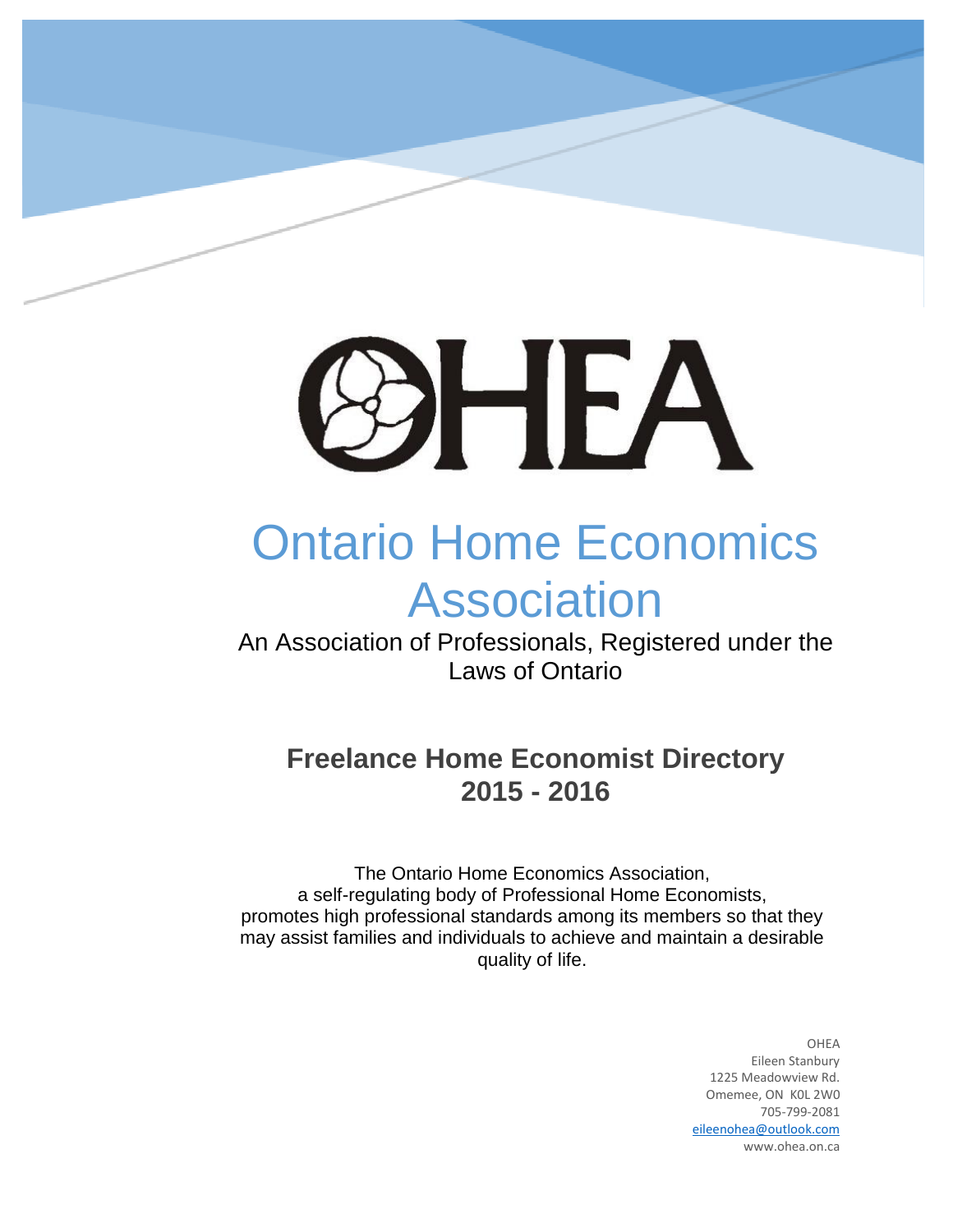# OHEA

# Ontario Home Economics Association

An Association of Professionals, Registered under the Laws of Ontario

## Freelance Home Economist Directory 2015 - 2016

The Ontario Home Economics Association, a self-regulating body of Professional Home Economists, promotes high professional standards among its members so that they may assist families and individuals to achieve and maintain a desirable quality of life.

OHEA
Eileen Stanbury
1225 Meadowview Rd.
Omemee, ON K0L 2W0
705-799-2081
eileenohea@outlook.com
www.ohea.on.ca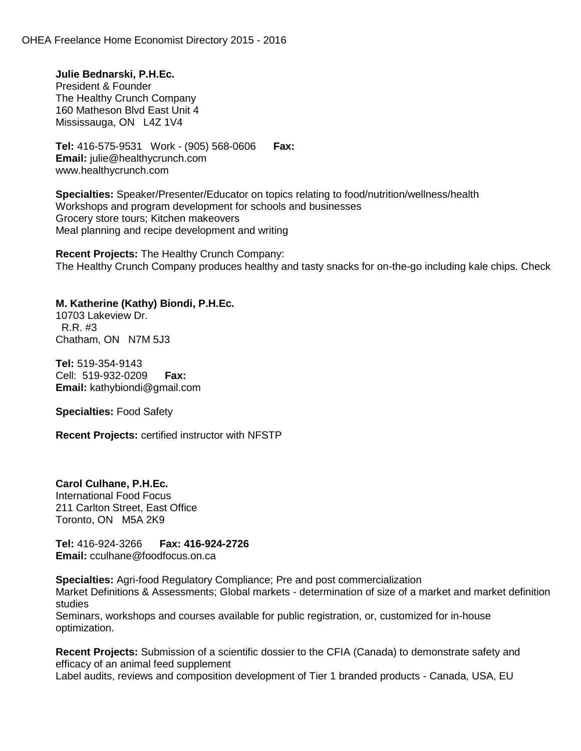Julie Bednarski, P.H.Ec.
President & Founder
The Healthy Crunch Company
160 Matheson Blvd East Unit 4
Mississauga, ON L4Z 1V4

**Tel:** 416-575-9531 Work - (905) 568-0606 **Fax:**
**Email:** julie@healthycrunch.com
www.healthycrunch.com

**Specialties:** Speaker/Presenter/Educator on topics relating to food/nutrition/wellness/health
Workshops and program development for schools and businesses
Grocery store tours; Kitchen makeovers
Meal planning and recipe development and writing

**Recent Projects:** The Healthy Crunch Company:
The Healthy Crunch Company produces healthy and tasty snacks for on-the-go including kale chips. Check

**M. Katherine (Kathy) Biondi, P.H.Ec.**
10703 Lakeview Dr.
R.R. #3
Chatham, ON N7M 5J3

**Tel:** 519-354-9143
Cell: 519-932-0209 **Fax:**
**Email:** kathybiondi@gmail.com

**Specialties:** Food Safety

**Recent Projects:** certified instructor with NFSTP

**Carol Culhane, P.H.Ec.**
International Food Focus
211 Carlton Street, East Office
Toronto, ON M5A 2K9

**Tel:** 416-924-3266 **Fax: 416-924-2726**
**Email:** cculhane@foodfocus.on.ca

**Specialties:** Agri-food Regulatory Compliance; Pre and post commercialization
Market Definitions & Assessments; Global markets - determination of size of a market and market definition studies
Seminars, workshops and courses available for public registration, or, customized for in-house optimization.

**Recent Projects:** Submission of a scientific dossier to the CFIA (Canada) to demonstrate safety and efficacy of an animal feed supplement
Label audits, reviews and composition development of Tier 1 branded products - Canada, USA, EU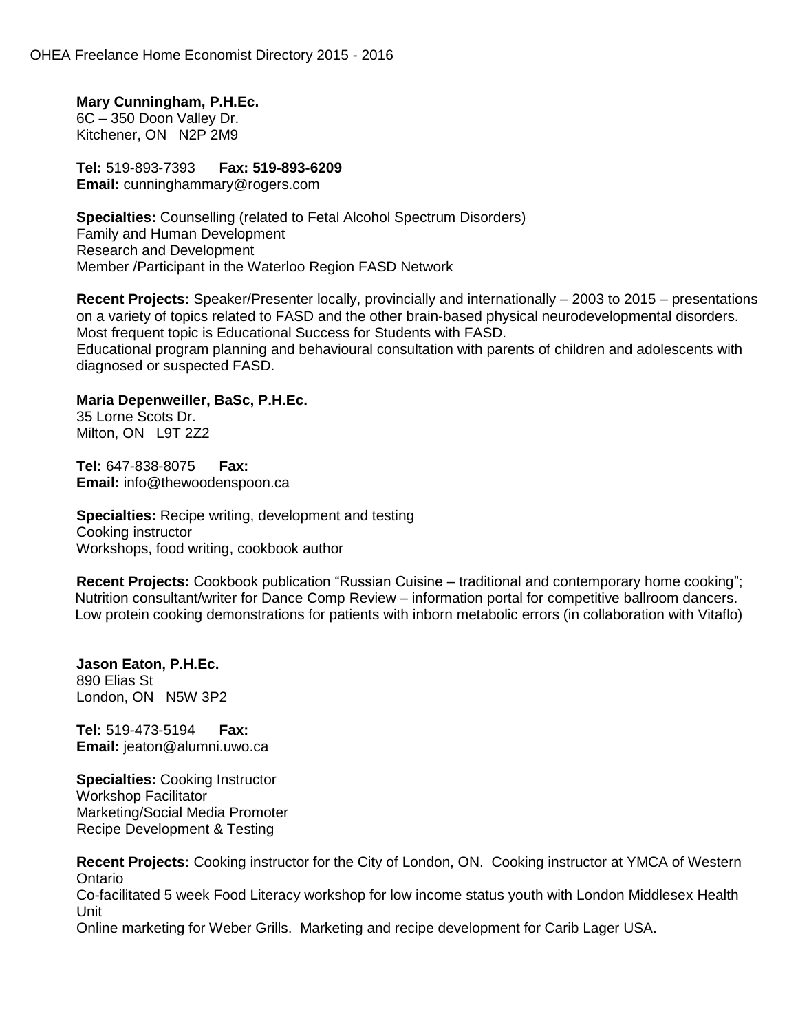**Mary Cunningham, P.H.Ec.**
6C – 350 Doon Valley Dr.
Kitchener, ON N2P 2M9

**Tel:** 519-893-7393 **Fax: 519-893-6209**
**Email:** cunninghammary@rogers.com

**Specialties:** Counselling (related to Fetal Alcohol Spectrum Disorders)
Family and Human Development
Research and Development
Member /Participant in the Waterloo Region FASD Network

**Recent Projects:** Speaker/Presenter locally, provincially and internationally – 2003 to 2015 – presentations on a variety of topics related to FASD and the other brain-based physical neurodevelopmental disorders. Most frequent topic is Educational Success for Students with FASD.
Educational program planning and behavioural consultation with parents of children and adolescents with diagnosed or suspected FASD.

**Maria Depenweiller, BaSc, P.H.Ec.**
35 Lorne Scots Dr.
Milton, ON L9T 2Z2

**Tel:** 647-838-8075 **Fax:**
**Email:** info@thewoodenspoon.ca

**Specialties:** Recipe writing, development and testing
Cooking instructor
Workshops, food writing, cookbook author

**Recent Projects:** Cookbook publication "Russian Cuisine – traditional and contemporary home cooking"; Nutrition consultant/writer for Dance Comp Review – information portal for competitive ballroom dancers. Low protein cooking demonstrations for patients with inborn metabolic errors (in collaboration with Vitaflo)

**Jason Eaton, P.H.Ec.**
890 Elias St
London, ON N5W 3P2

**Tel:** 519-473-5194 **Fax:**
**Email:** jeaton@alumni.uwo.ca

**Specialties:** Cooking Instructor
Workshop Facilitator
Marketing/Social Media Promoter
Recipe Development & Testing

**Recent Projects:** Cooking instructor for the City of London, ON. Cooking instructor at YMCA of Western Ontario
Co-facilitated 5 week Food Literacy workshop for low income status youth with London Middlesex Health Unit
Online marketing for Weber Grills. Marketing and recipe development for Carib Lager USA.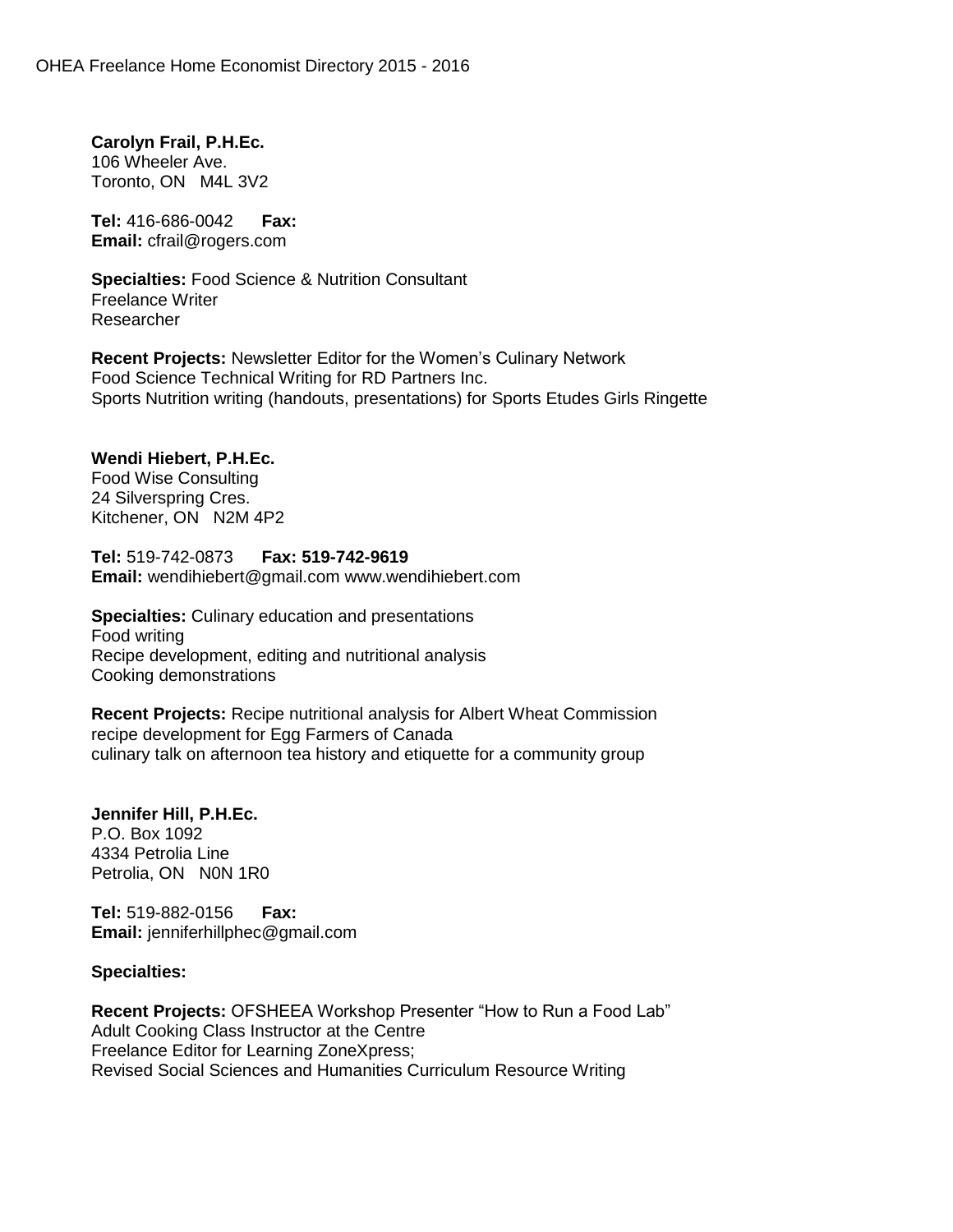**Carolyn Frail, P.H.Ec.**
106 Wheeler Ave.
Toronto, ON M4L 3V2

**Tel:** 416-686-0042 **Fax:**
**Email:** cfrail@rogers.com

**Specialties:** Food Science & Nutrition Consultant
Freelance Writer
Researcher

**Recent Projects:** Newsletter Editor for the Women's Culinary Network
Food Science Technical Writing for RD Partners Inc.
Sports Nutrition writing (handouts, presentations) for Sports Etudes Girls Ringette

**Wendi Hiebert, P.H.Ec.**
Food Wise Consulting
24 Silverspring Cres.
Kitchener, ON N2M 4P2

**Tel:** 519-742-0873 **Fax: 519-742-9619**
**Email:** wendihiebert@gmail.com www.wendihiebert.com

**Specialties:** Culinary education and presentations
Food writing
Recipe development, editing and nutritional analysis
Cooking demonstrations

**Recent Projects:** Recipe nutritional analysis for Albert Wheat Commission
recipe development for Egg Farmers of Canada
culinary talk on afternoon tea history and etiquette for a community group

**Jennifer Hill, P.H.Ec.**
P.O. Box 1092
4334 Petrolia Line
Petrolia, ON N0N 1R0

**Tel:** 519-882-0156 **Fax:**
**Email:** jenniferhillphec@gmail.com

**Specialties:**

**Recent Projects:** OFSHEEA Workshop Presenter "How to Run a Food Lab"
Adult Cooking Class Instructor at the Centre
Freelance Editor for Learning ZoneXpress;
Revised Social Sciences and Humanities Curriculum Resource Writing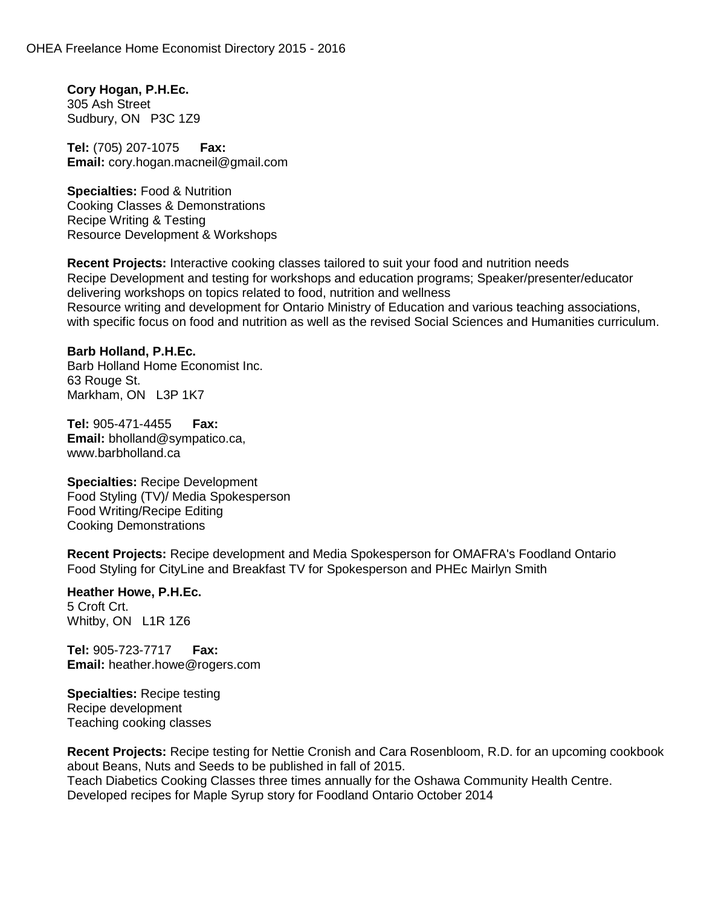**Cory Hogan, P.H.Ec.**
305 Ash Street
Sudbury, ON   P3C 1Z9

**Tel:** (705) 207-1075   **Fax:**
**Email:** cory.hogan.macneil@gmail.com

**Specialties:** Food & Nutrition
Cooking Classes & Demonstrations
Recipe Writing & Testing
Resource Development & Workshops

**Recent Projects:** Interactive cooking classes tailored to suit your food and nutrition needs
Recipe Development and testing for workshops and education programs; Speaker/presenter/educator delivering workshops on topics related to food, nutrition and wellness
Resource writing and development for Ontario Ministry of Education and various teaching associations, with specific focus on food and nutrition as well as the revised Social Sciences and Humanities curriculum.

**Barb Holland, P.H.Ec.**
Barb Holland Home Economist Inc.
63 Rouge St.
Markham, ON   L3P 1K7

**Tel:** 905-471-4455   **Fax:**
**Email:** bholland@sympatico.ca,
www.barbholland.ca

**Specialties:** Recipe Development
Food Styling (TV)/ Media Spokesperson
Food Writing/Recipe Editing
Cooking Demonstrations

**Recent Projects:** Recipe development and Media Spokesperson for OMAFRA's Foodland Ontario
Food Styling for CityLine and Breakfast TV for Spokesperson and PHEc Mairlyn Smith

**Heather Howe, P.H.Ec.**
5 Croft Crt.
Whitby, ON   L1R 1Z6

**Tel:** 905-723-7717   **Fax:**
**Email:** heather.howe@rogers.com

**Specialties:** Recipe testing
Recipe development
Teaching cooking classes

**Recent Projects:** Recipe testing for Nettie Cronish and Cara Rosenbloom, R.D. for an upcoming cookbook about Beans, Nuts and Seeds to be published in fall of 2015.
Teach Diabetics Cooking Classes three times annually for the Oshawa Community Health Centre.
Developed recipes for Maple Syrup story for Foodland Ontario October 2014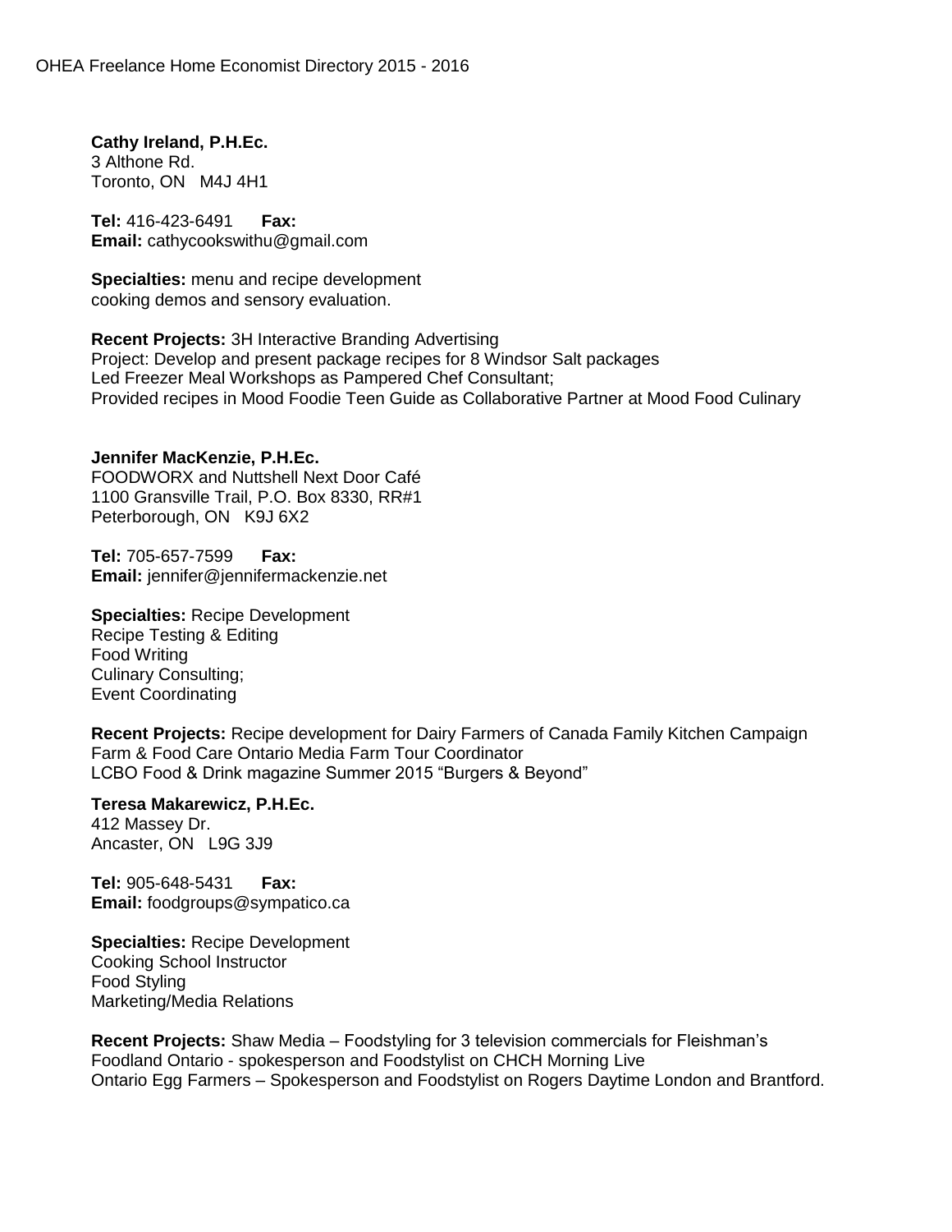**Cathy Ireland, P.H.Ec.**
3 Althone Rd.
Toronto, ON M4J 4H1

**Tel:** 416-423-6491 **Fax:**
**Email:** cathycookswithu@gmail.com

**Specialties:** menu and recipe development
cooking demos and sensory evaluation.

**Recent Projects:** 3H Interactive Branding Advertising
Project: Develop and present package recipes for 8 Windsor Salt packages
Led Freezer Meal Workshops as Pampered Chef Consultant;
Provided recipes in Mood Foodie Teen Guide as Collaborative Partner at Mood Food Culinary

**Jennifer MacKenzie, P.H.Ec.**
FOODWORX and Nuttshell Next Door Café
1100 Gransville Trail, P.O. Box 8330, RR#1
Peterborough, ON K9J 6X2

**Tel:** 705-657-7599 **Fax:**
**Email:** jennifer@jennifermackenzie.net

**Specialties:** Recipe Development
Recipe Testing & Editing
Food Writing
Culinary Consulting;
Event Coordinating

**Recent Projects:** Recipe development for Dairy Farmers of Canada Family Kitchen Campaign
Farm & Food Care Ontario Media Farm Tour Coordinator
LCBO Food & Drink magazine Summer 2015 "Burgers & Beyond"

**Teresa Makarewicz, P.H.Ec.**
412 Massey Dr.
Ancaster, ON L9G 3J9

**Tel:** 905-648-5431 **Fax:**
**Email:** foodgroups@sympatico.ca

**Specialties:** Recipe Development
Cooking School Instructor
Food Styling
Marketing/Media Relations

**Recent Projects:** Shaw Media – Foodstyling for 3 television commercials for Fleishman's
Foodland Ontario - spokesperson and Foodstylist on CHCH Morning Live
Ontario Egg Farmers – Spokesperson and Foodstylist on Rogers Daytime London and Brantford.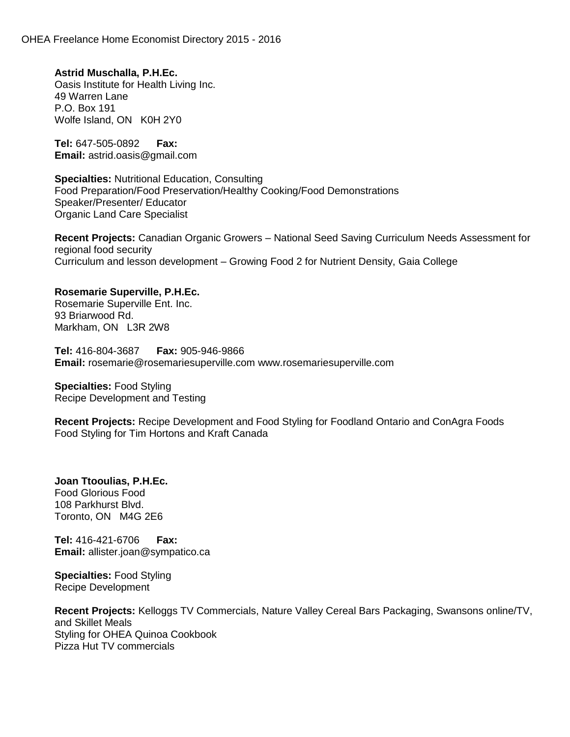**Astrid Muschalla, P.H.Ec.**
Oasis Institute for Health Living Inc.
49 Warren Lane
P.O. Box 191
Wolfe Island, ON K0H 2Y0

**Tel:** 647-505-0892 **Fax:**
**Email:** astrid.oasis@gmail.com

**Specialties:** Nutritional Education, Consulting
Food Preparation/Food Preservation/Healthy Cooking/Food Demonstrations
Speaker/Presenter/ Educator
Organic Land Care Specialist

**Recent Projects:** Canadian Organic Growers – National Seed Saving Curriculum Needs Assessment for regional food security
Curriculum and lesson development – Growing Food 2 for Nutrient Density, Gaia College

**Rosemarie Superville, P.H.Ec.**
Rosemarie Superville Ent. Inc.
93 Briarwood Rd.
Markham, ON L3R 2W8

**Tel:** 416-804-3687 **Fax:** 905-946-9866
**Email:** rosemarie@rosemariesuperville.com www.rosemariesuperville.com

**Specialties:** Food Styling
Recipe Development and Testing

**Recent Projects:** Recipe Development and Food Styling for Foodland Ontario and ConAgra Foods
Food Styling for Tim Hortons and Kraft Canada

**Joan Ttooulias, P.H.Ec.**
Food Glorious Food
108 Parkhurst Blvd.
Toronto, ON M4G 2E6

**Tel:** 416-421-6706 **Fax:**
**Email:** allister.joan@sympatico.ca

**Specialties:** Food Styling
Recipe Development

**Recent Projects:** Kelloggs TV Commercials, Nature Valley Cereal Bars Packaging, Swansons online/TV, and Skillet Meals
Styling for OHEA Quinoa Cookbook
Pizza Hut TV commercials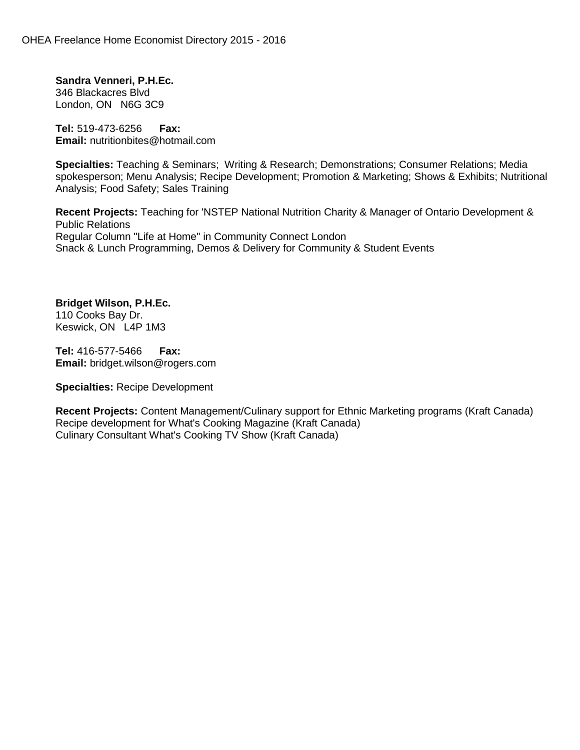**Sandra Venneri, P.H.Ec.**
346 Blackacres Blvd
London, ON   N6G 3C9

**Tel:** 519-473-6256   **Fax:**
**Email:** nutritionbites@hotmail.com

**Specialties:** Teaching & Seminars;  Writing & Research; Demonstrations; Consumer Relations; Media spokesperson; Menu Analysis; Recipe Development; Promotion & Marketing; Shows & Exhibits; Nutritional Analysis; Food Safety; Sales Training

**Recent Projects:** Teaching for 'NSTEP National Nutrition Charity & Manager of Ontario Development & Public Relations
Regular Column "Life at Home" in Community Connect London
Snack & Lunch Programming, Demos & Delivery for Community & Student Events

**Bridget Wilson, P.H.Ec.**
110 Cooks Bay Dr.
Keswick, ON   L4P 1M3

**Tel:** 416-577-5466   **Fax:**
**Email:** bridget.wilson@rogers.com

**Specialties:** Recipe Development

**Recent Projects:** Content Management/Culinary support for Ethnic Marketing programs (Kraft Canada)
Recipe development for What's Cooking Magazine (Kraft Canada)
Culinary Consultant What's Cooking TV Show (Kraft Canada)